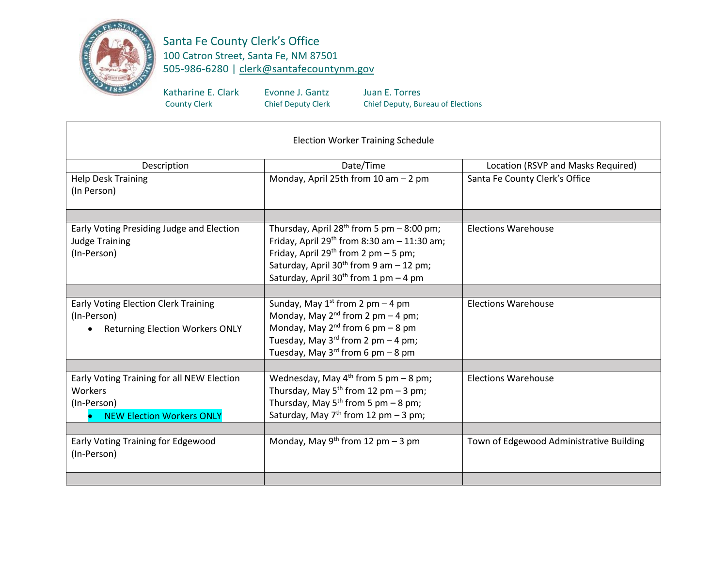# Santa Fe County Clerk's Office

100 Catron Street, Santa Fe, NM 87501
505-986-6280 | clerk@santafecountynm.gov

| Katharine E. Clark | Evonne J. Gantz | Juan E. Torres |
|---|---|---|
| County Clerk | Chief Deputy Clerk | Chief Deputy, Bureau of Elections |

| Election Worker Training Schedule | | |
|---|---|---|
| Description | Date/Time | Location (RSVP and Masks Required) |
| Help Desk Training (In Person) | Monday, April 25th from 10 am – 2 pm | Santa Fe County Clerk's Office |
| | | |
| Early Voting Presiding Judge and Election Judge Training (In-Person) | Thursday, April 28th from 5 pm – 8:00 pm; Friday, April 29th from 8:30 am – 11:30 am; Friday, April 29th from 2 pm – 5 pm; Saturday, April 30th from 9 am – 12 pm; Saturday, April 30th from 1 pm – 4 pm | Elections Warehouse |
| | | |
| Early Voting Election Clerk Training (In-Person) • Returning Election Workers ONLY | Sunday, May 1st from 2 pm – 4 pm Monday, May 2nd from 2 pm – 4 pm; Monday, May 2nd from 6 pm – 8 pm Tuesday, May 3rd from 2 pm – 4 pm; Tuesday, May 3rd from 6 pm – 8 pm | Elections Warehouse |
| | | |
| Early Voting Training for all NEW Election Workers (In-Person) • NEW Election Workers ONLY | Wednesday, May 4th from 5 pm – 8 pm; Thursday, May 5th from 12 pm – 3 pm; Thursday, May 5th from 5 pm – 8 pm; Saturday, May 7th from 12 pm – 3 pm; | Elections Warehouse |
| | | |
| Early Voting Training for Edgewood (In-Person) | Monday, May 9th from 12 pm – 3 pm | Town of Edgewood Administrative Building |
| | | |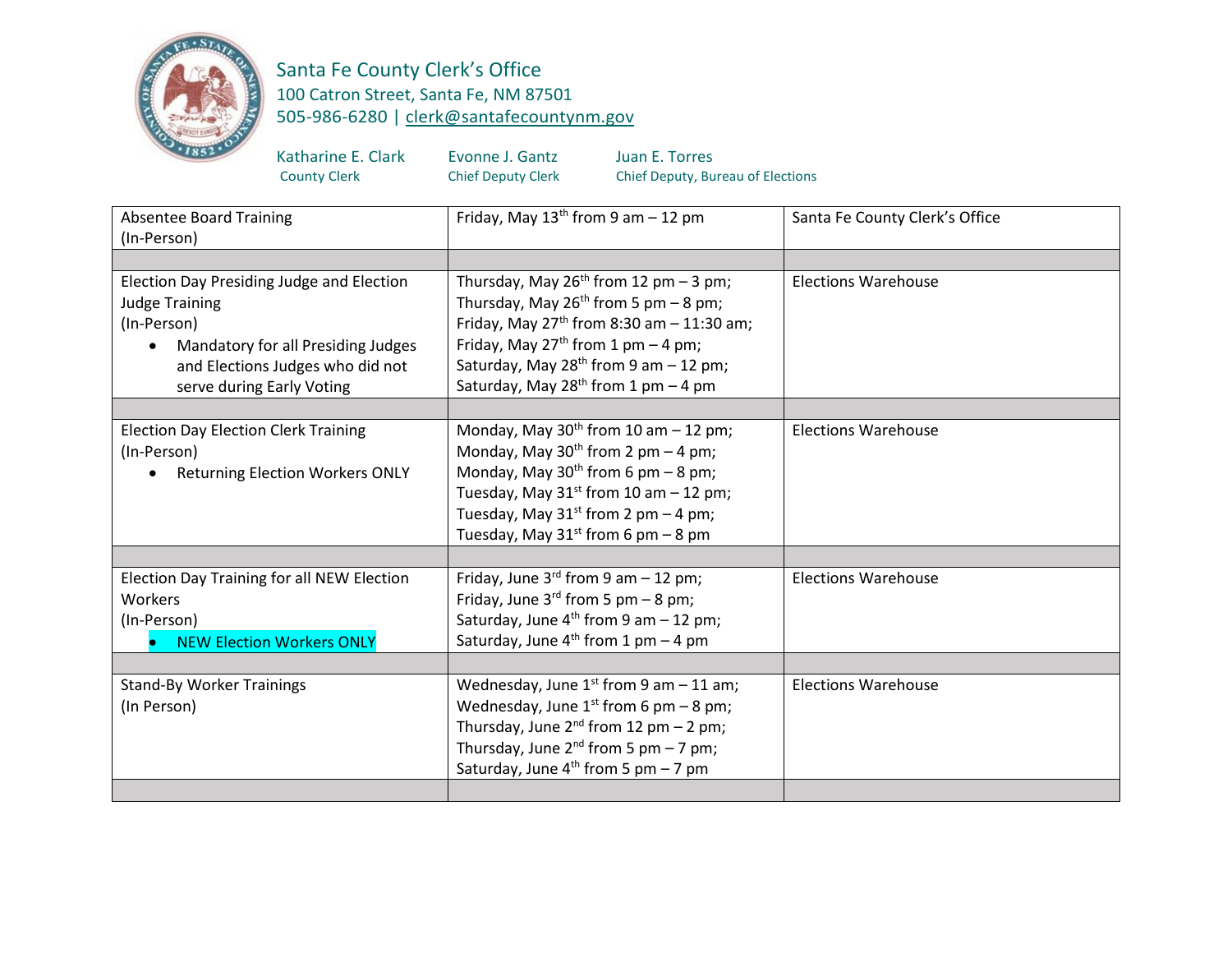Santa Fe County Clerk's Office
100 Catron Street, Santa Fe, NM 87501
505-986-6280 | clerk@santafecountynm.gov

Katharine E. Clark
County Clerk

Evonne J. Gantz
Chief Deputy Clerk

Juan E. Torres
Chief Deputy, Bureau of Elections

| | | |
|---|---|---|
| Absentee Board Training<br>(In-Person) | Friday, May 13th from 9 am – 12 pm | Santa Fe County Clerk's Office |
| | | |
| Election Day Presiding Judge and Election Judge Training<br>(In-Person)<br>• Mandatory for all Presiding Judges and Elections Judges who did not serve during Early Voting | Thursday, May 26th from 12 pm – 3 pm;<br>Thursday, May 26th from 5 pm – 8 pm;<br>Friday, May 27th from 8:30 am – 11:30 am;<br>Friday, May 27th from 1 pm – 4 pm;<br>Saturday, May 28th from 9 am – 12 pm;<br>Saturday, May 28th from 1 pm – 4 pm | Elections Warehouse |
| | | |
| Election Day Election Clerk Training<br>(In-Person)<br>• Returning Election Workers ONLY | Monday, May 30th from 10 am – 12 pm;<br>Monday, May 30th from 2 pm – 4 pm;<br>Monday, May 30th from 6 pm – 8 pm;<br>Tuesday, May 31st from 10 am – 12 pm;<br>Tuesday, May 31st from 2 pm – 4 pm;<br>Tuesday, May 31st from 6 pm – 8 pm | Elections Warehouse |
| | | |
| Election Day Training for all NEW Election Workers<br>(In-Person)<br>• NEW Election Workers ONLY | Friday, June 3rd from 9 am – 12 pm;<br>Friday, June 3rd from 5 pm – 8 pm;<br>Saturday, June 4th from 9 am – 12 pm;<br>Saturday, June 4th from 1 pm – 4 pm | Elections Warehouse |
| | | |
| Stand-By Worker Trainings<br>(In Person) | Wednesday, June 1st from 9 am – 11 am;<br>Wednesday, June 1st from 6 pm – 8 pm;<br>Thursday, June 2nd from 12 pm – 2 pm;<br>Thursday, June 2nd from 5 pm – 7 pm;<br>Saturday, June 4th from 5 pm – 7 pm | Elections Warehouse |
| | | |